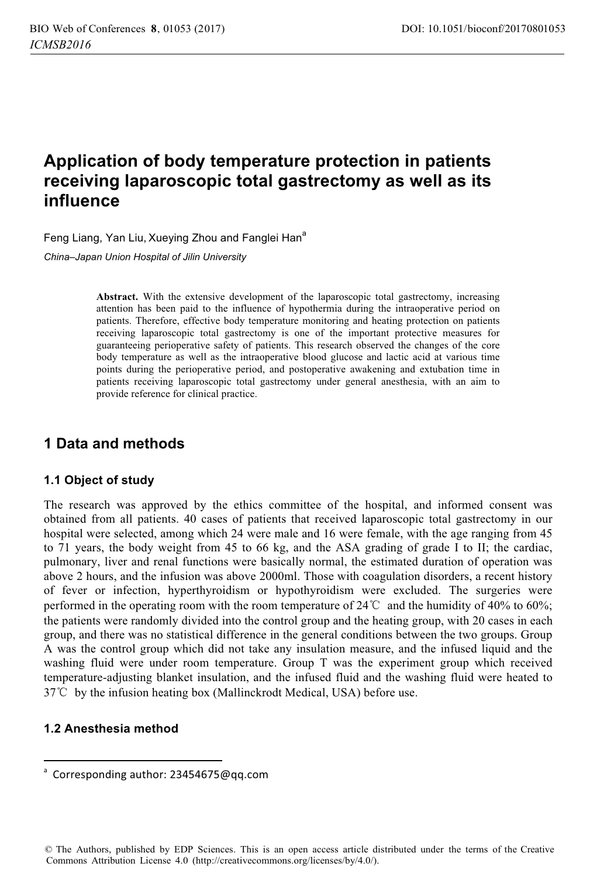# Application of body temperature protection in patients receiving laparoscopic total gastrectomy as well as its influence

Feng Liang, Yan Liu, Xueying Zhou and Fanglei Han[a]

*China–Japan Union Hospital of Jilin University*

**Abstract.** With the extensive development of the laparoscopic total gastrectomy, increasing attention has been paid to the influence of hypothermia during the intraoperative period on patients. Therefore, effective body temperature monitoring and heating protection on patients receiving laparoscopic total gastrectomy is one of the important protective measures for guaranteeing perioperative safety of patients. This research observed the changes of the core body temperature as well as the intraoperative blood glucose and lactic acid at various time points during the perioperative period, and postoperative awakening and extubation time in patients receiving laparoscopic total gastrectomy under general anesthesia, with an aim to provide reference for clinical practice.

## 1 Data and methods

### 1.1 Object of study

The research was approved by the ethics committee of the hospital, and informed consent was obtained from all patients. 40 cases of patients that received laparoscopic total gastrectomy in our hospital were selected, among which 24 were male and 16 were female, with the age ranging from 45 to 71 years, the body weight from 45 to 66 kg, and the ASA grading of grade I to II; the cardiac, pulmonary, liver and renal functions were basically normal, the estimated duration of operation was above 2 hours, and the infusion was above 2000ml. Those with coagulation disorders, a recent history of fever or infection, hyperthyroidism or hypothyroidism were excluded. The surgeries were performed in the operating room with the room temperature of 24℃ and the humidity of 40% to 60%; the patients were randomly divided into the control group and the heating group, with 20 cases in each group, and there was no statistical difference in the general conditions between the two groups. Group A was the control group which did not take any insulation measure, and the infused liquid and the washing fluid were under room temperature. Group T was the experiment group which received temperature-adjusting blanket insulation, and the infused fluid and the washing fluid were heated to 37℃ by the infusion heating box (Mallinckrodt Medical, USA) before use.

### 1.2 Anesthesia method

[a] Corresponding author: 23454675@qq.com

© The Authors, published by EDP Sciences. This is an open access article distributed under the terms of the Creative Commons Attribution License 4.0 (http://creativecommons.org/licenses/by/4.0/).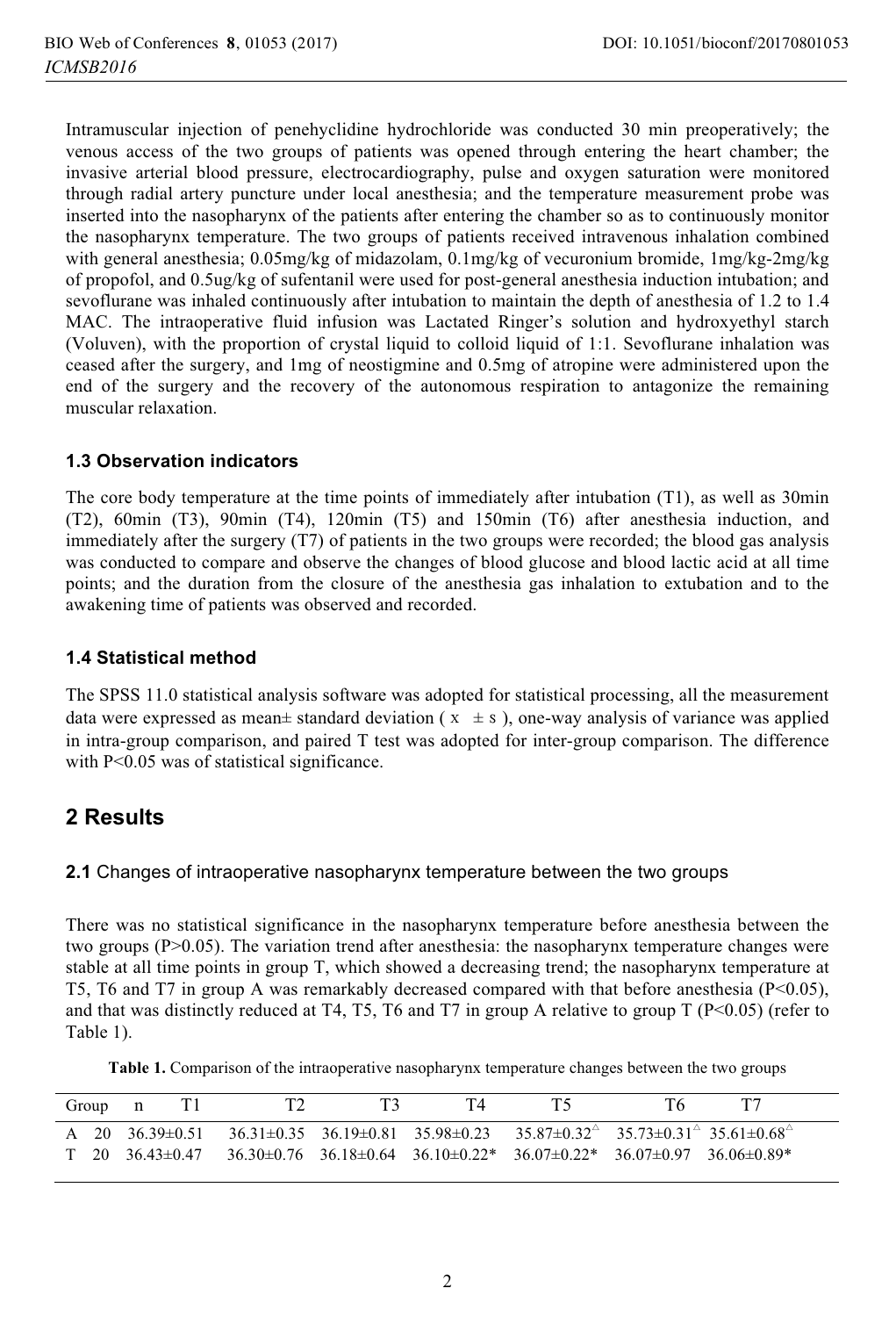Intramuscular injection of penehyclidine hydrochloride was conducted 30 min preoperatively; the venous access of the two groups of patients was opened through entering the heart chamber; the invasive arterial blood pressure, electrocardiography, pulse and oxygen saturation were monitored through radial artery puncture under local anesthesia; and the temperature measurement probe was inserted into the nasopharynx of the patients after entering the chamber so as to continuously monitor the nasopharynx temperature. The two groups of patients received intravenous inhalation combined with general anesthesia; 0.05mg/kg of midazolam, 0.1mg/kg of vecuronium bromide, 1mg/kg-2mg/kg of propofol, and 0.5ug/kg of sufentanil were used for post-general anesthesia induction intubation; and sevoflurane was inhaled continuously after intubation to maintain the depth of anesthesia of 1.2 to 1.4 MAC. The intraoperative fluid infusion was Lactated Ringer's solution and hydroxyethyl starch (Voluven), with the proportion of crystal liquid to colloid liquid of 1:1. Sevoflurane inhalation was ceased after the surgery, and 1mg of neostigmine and 0.5mg of atropine were administered upon the end of the surgery and the recovery of the autonomous respiration to antagonize the remaining muscular relaxation.

### 1.3 Observation indicators

The core body temperature at the time points of immediately after intubation (T1), as well as 30min (T2), 60min (T3), 90min (T4), 120min (T5) and 150min (T6) after anesthesia induction, and immediately after the surgery (T7) of patients in the two groups were recorded; the blood gas analysis was conducted to compare and observe the changes of blood glucose and blood lactic acid at all time points; and the duration from the closure of the anesthesia gas inhalation to extubation and to the awakening time of patients was observed and recorded.

### 1.4 Statistical method

The SPSS 11.0 statistical analysis software was adopted for statistical processing, all the measurement data were expressed as mean± standard deviation ( $\bar{x} \pm s$ ), one-way analysis of variance was applied in intra-group comparison, and paired T test was adopted for inter-group comparison. The difference with $P<0.05$ was of statistical significance.

## 2 Results

### 2.1 Changes of intraoperative nasopharynx temperature between the two groups

There was no statistical significance in the nasopharynx temperature before anesthesia between the two groups ($P>0.05$). The variation trend after anesthesia: the nasopharynx temperature changes were stable at all time points in group T, which showed a decreasing trend; the nasopharynx temperature at T5, T6 and T7 in group A was remarkably decreased compared with that before anesthesia ($P<0.05$), and that was distinctly reduced at T4, T5, T6 and T7 in group A relative to group T ($P<0.05$) (refer to Table 1).

**Table 1.** Comparison of the intraoperative nasopharynx temperature changes between the two groups

| Group | n | T1 | T2 | T3 | T4 | T5 | T6 | T7 |
|---|---|---|---|---|---|---|---|---|
| A | 20 | 36.39±0.51 | 36.31±0.35 | 36.19±0.81 | 35.98±0.23 | 35.87±0.32$^{\triangle}$ | 35.73±0.31$^{\triangle}$ | 35.61±0.68$^{\triangle}$ |
| T | 20 | 36.43±0.47 | 36.30±0.76 | 36.18±0.64 | 36.10±0.22* | 36.07±0.22* | 36.07±0.97 | 36.06±0.89* |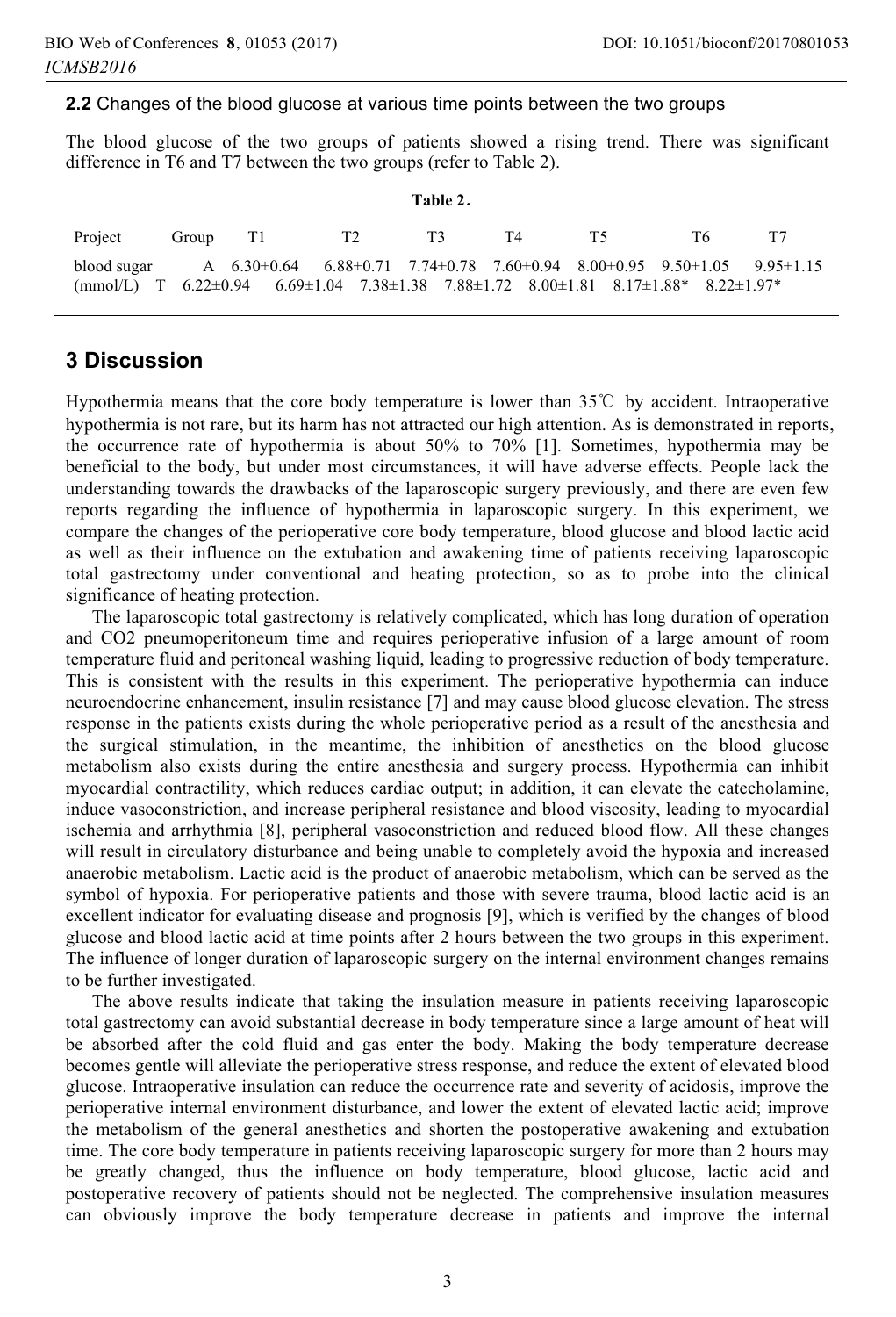**2.2** Changes of the blood glucose at various time points between the two groups

The blood glucose of the two groups of patients showed a rising trend. There was significant difference in T6 and T7 between the two groups (refer to Table 2).

**Table 2.**

| Project | Group | T1 | T2 | T3 | T4 | T5 | T6 | T7 |
|---|---|---|---|---|---|---|---|---|
| blood sugar (mmol/L) | A | 6.30±0.64 | 6.88±0.71 | 7.74±0.78 | 7.60±0.94 | 8.00±0.95 | 9.50±1.05 | 9.95±1.15 |
| | T | 6.22±0.94 | 6.69±1.04 | 7.38±1.38 | 7.88±1.72 | 8.00±1.81 | 8.17±1.88* | 8.22±1.97* |

## 3 Discussion

Hypothermia means that the core body temperature is lower than 35℃ by accident. Intraoperative hypothermia is not rare, but its harm has not attracted our high attention. As is demonstrated in reports, the occurrence rate of hypothermia is about 50% to 70% [1]. Sometimes, hypothermia may be beneficial to the body, but under most circumstances, it will have adverse effects. People lack the understanding towards the drawbacks of the laparoscopic surgery previously, and there are even few reports regarding the influence of hypothermia in laparoscopic surgery. In this experiment, we compare the changes of the perioperative core body temperature, blood glucose and blood lactic acid as well as their influence on the extubation and awakening time of patients receiving laparoscopic total gastrectomy under conventional and heating protection, so as to probe into the clinical significance of heating protection.

The laparoscopic total gastrectomy is relatively complicated, which has long duration of operation and $CO_2$ pneumoperitoneum time and requires perioperative infusion of a large amount of room temperature fluid and peritoneal washing liquid, leading to progressive reduction of body temperature. This is consistent with the results in this experiment. The perioperative hypothermia can induce neuroendocrine enhancement, insulin resistance [7] and may cause blood glucose elevation. The stress response in the patients exists during the whole perioperative period as a result of the anesthesia and the surgical stimulation, in the meantime, the inhibition of anesthetics on the blood glucose metabolism also exists during the entire anesthesia and surgery process. Hypothermia can inhibit myocardial contractility, which reduces cardiac output; in addition, it can elevate the catecholamine, induce vasoconstriction, and increase peripheral resistance and blood viscosity, leading to myocardial ischemia and arrhythmia [8], peripheral vasoconstriction and reduced blood flow. All these changes will result in circulatory disturbance and being unable to completely avoid the hypoxia and increased anaerobic metabolism. Lactic acid is the product of anaerobic metabolism, which can be served as the symbol of hypoxia. For perioperative patients and those with severe trauma, blood lactic acid is an excellent indicator for evaluating disease and prognosis [9], which is verified by the changes of blood glucose and blood lactic acid at time points after 2 hours between the two groups in this experiment. The influence of longer duration of laparoscopic surgery on the internal environment changes remains to be further investigated.

The above results indicate that taking the insulation measure in patients receiving laparoscopic total gastrectomy can avoid substantial decrease in body temperature since a large amount of heat will be absorbed after the cold fluid and gas enter the body. Making the body temperature decrease becomes gentle will alleviate the perioperative stress response, and reduce the extent of elevated blood glucose. Intraoperative insulation can reduce the occurrence rate and severity of acidosis, improve the perioperative internal environment disturbance, and lower the extent of elevated lactic acid; improve the metabolism of the general anesthetics and shorten the postoperative awakening and extubation time. The core body temperature in patients receiving laparoscopic surgery for more than 2 hours may be greatly changed, thus the influence on body temperature, blood glucose, lactic acid and postoperative recovery of patients should not be neglected. The comprehensive insulation measures can obviously improve the body temperature decrease in patients and improve the internal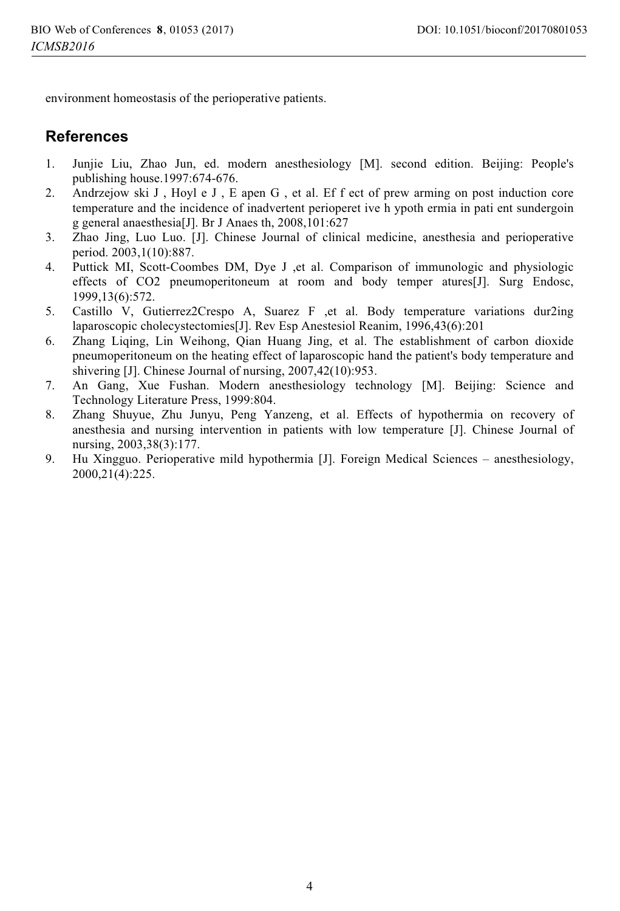environment homeostasis of the perioperative patients.

## References

1. Junjie Liu, Zhao Jun, ed. modern anesthesiology [M]. second edition. Beijing: People's publishing house.1997:674-676.
2. Andrzejow ski J , Hoyl e J , E apen G , et al. Ef f ect of prew arming on post induction core temperature and the incidence of inadvertent perioperet ive h ypoth ermia in pati ent sundergoin g general anaesthesia[J]. Br J Anaes th, 2008,101:627
3. Zhao Jing, Luo Luo. [J]. Chinese Journal of clinical medicine, anesthesia and perioperative period. 2003,1(10):887.
4. Puttick MI, Scott-Coombes DM, Dye J ,et al. Comparison of immunologic and physiologic effects of $CO_2$ pneumoperitoneum at room and body temper atures[J]. Surg Endosc, 1999,13(6):572.
5. Castillo V, Gutierrez2Crespo A, Suarez F ,et al. Body temperature variations dur2ing laparoscopic cholecystectomies[J]. Rev Esp Anestesiol Reanim, 1996,43(6):201
6. Zhang Liqing, Lin Weihong, Qian Huang Jing, et al. The establishment of carbon dioxide pneumoperitoneum on the heating effect of laparoscopic hand the patient's body temperature and shivering [J]. Chinese Journal of nursing, 2007,42(10):953.
7. An Gang, Xue Fushan. Modern anesthesiology technology [M]. Beijing: Science and Technology Literature Press, 1999:804.
8. Zhang Shuyue, Zhu Junyu, Peng Yanzeng, et al. Effects of hypothermia on recovery of anesthesia and nursing intervention in patients with low temperature [J]. Chinese Journal of nursing, 2003,38(3):177.
9. Hu Xingguo. Perioperative mild hypothermia [J]. Foreign Medical Sciences – anesthesiology, 2000,21(4):225.